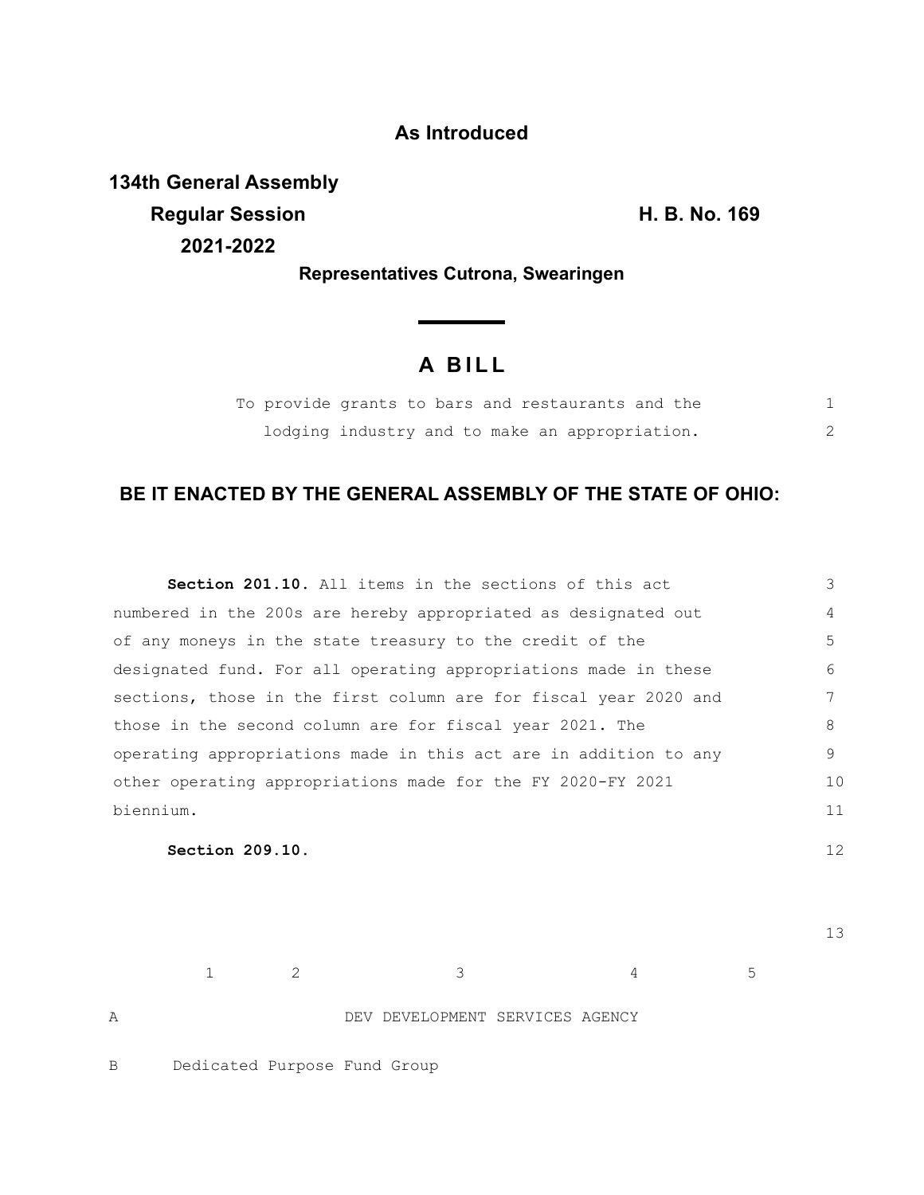**As Introduced**

**134th General Assembly**
**Regular Session** **H. B. No. 169**
**2021-2022**

**Representatives Cutrona, Swearingen**

# A BILL

To provide grants to bars and restaurants and the lodging industry and to make an appropriation.

**BE IT ENACTED BY THE GENERAL ASSEMBLY OF THE STATE OF OHIO:**

**Section 201.10.** All items in the sections of this act numbered in the 200s are hereby appropriated as designated out of any moneys in the state treasury to the credit of the designated fund. For all operating appropriations made in these sections, those in the first column are for fiscal year 2020 and those in the second column are for fiscal year 2021. The operating appropriations made in this act are in addition to any other operating appropriations made for the FY 2020-FY 2021 biennium.

**Section 209.10.**

| | 1 | 2 | 3 | 4 | 5 |
|---|---|---|---|---|---|
| A | | | DEV DEVELOPMENT SERVICES AGENCY | | |
| B | Dedicated Purpose Fund Group | | | | |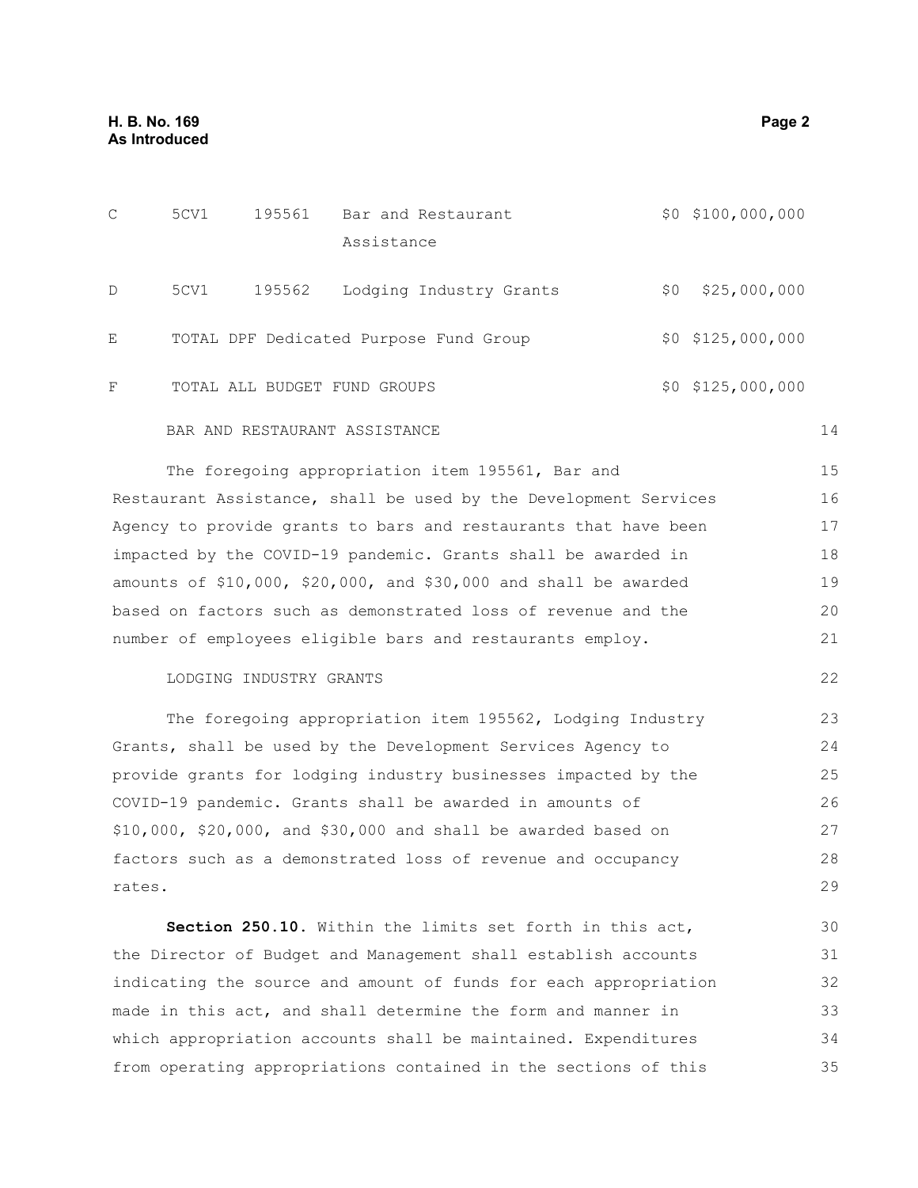| | | | | | |
|---|---|---|---|---|---|
| C | 5CV1 | 195561 | Bar and Restaurant Assistance | $0 | $100,000,000 |
| D | 5CV1 | 195562 | Lodging Industry Grants | $0 | $25,000,000 |
| E | TOTAL DPF Dedicated Purpose Fund Group | | | $0 | $125,000,000 |
| F | TOTAL ALL BUDGET FUND GROUPS | | | $0 | $125,000,000 |

BAR AND RESTAURANT ASSISTANCE

The foregoing appropriation item 195561, Bar and Restaurant Assistance, shall be used by the Development Services Agency to provide grants to bars and restaurants that have been impacted by the COVID-19 pandemic. Grants shall be awarded in amounts of $10,000, $20,000, and $30,000 and shall be awarded based on factors such as demonstrated loss of revenue and the number of employees eligible bars and restaurants employ.

LODGING INDUSTRY GRANTS

The foregoing appropriation item 195562, Lodging Industry Grants, shall be used by the Development Services Agency to provide grants for lodging industry businesses impacted by the COVID-19 pandemic. Grants shall be awarded in amounts of $10,000, $20,000, and $30,000 and shall be awarded based on factors such as a demonstrated loss of revenue and occupancy rates.

**Section 250.10.** Within the limits set forth in this act, the Director of Budget and Management shall establish accounts indicating the source and amount of funds for each appropriation made in this act, and shall determine the form and manner in which appropriation accounts shall be maintained. Expenditures from operating appropriations contained in the sections of this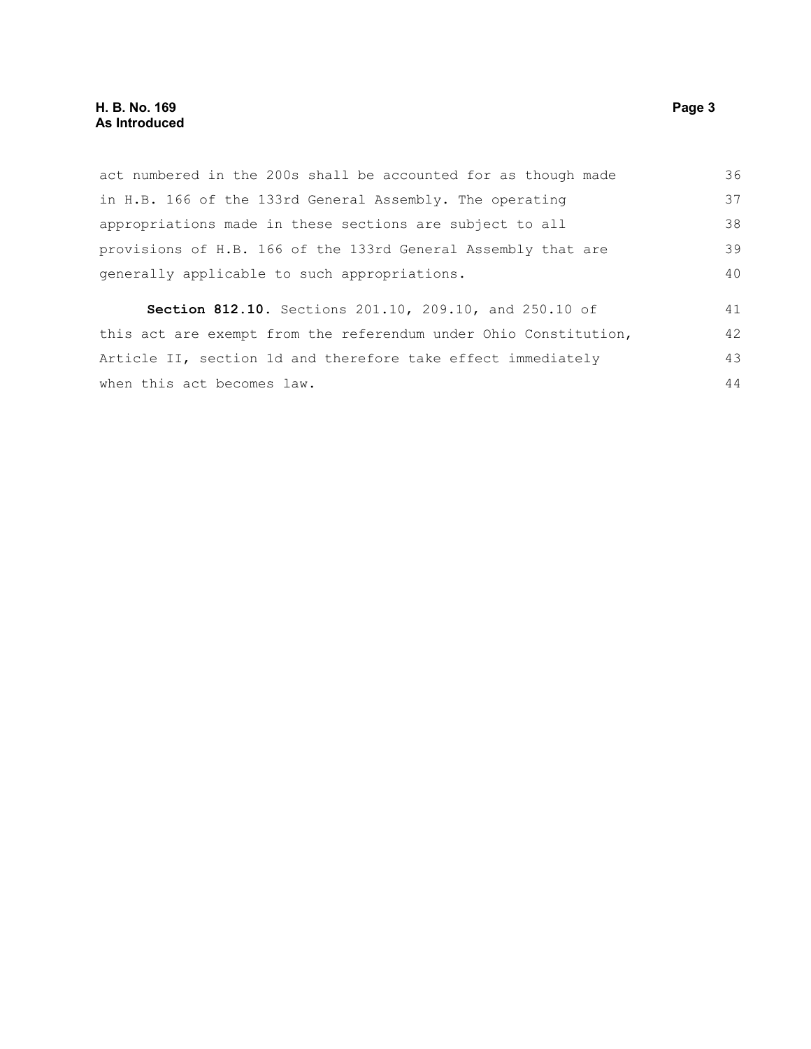act numbered in the 200s shall be accounted for as though made in H.B. 166 of the 133rd General Assembly. The operating appropriations made in these sections are subject to all provisions of H.B. 166 of the 133rd General Assembly that are generally applicable to such appropriations.

**Section 812.10.** Sections 201.10, 209.10, and 250.10 of this act are exempt from the referendum under Ohio Constitution, Article II, section 1d and therefore take effect immediately when this act becomes law.